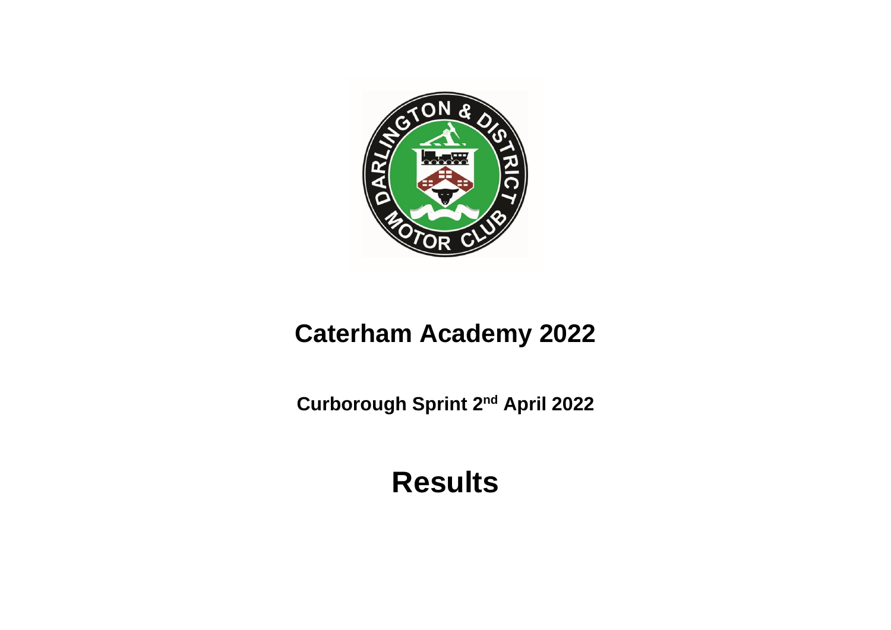# Caterham Academy 2022

## Curborough Sprint 2nd April 2022

# Results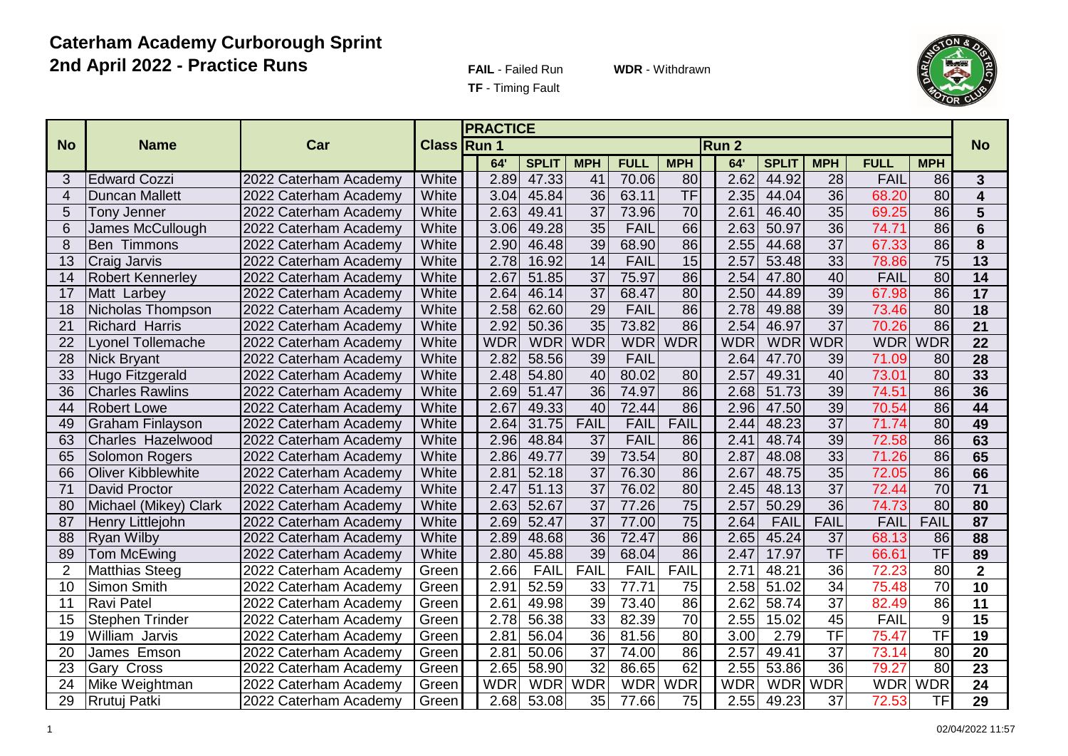# Caterham Academy Curborough Sprint
## 2nd April 2022 - Practice Runs

**FAIL** - Failed Run **WDR** - Withdrawn
**TF** - Timing Fault

| No | Name | Car | Class | PRACTICE Run 1 | | | | | Run 2 | | | | | No |
|---|---|---|---|---|---|---|---|---|---|---|---|---|---|---|
| | | | | 64' | SPLIT | MPH | FULL | MPH | 64' | SPLIT | MPH | FULL | MPH | |
| 3 | Edward Cozzi | 2022 Caterham Academy | White | 2.89 | 47.33 | 41 | 70.06 | 80 | 2.62 | 44.92 | 28 | FAIL | 86 | 3 |
| 4 | Duncan Mallett | 2022 Caterham Academy | White | 3.04 | 45.84 | 36 | 63.11 | TF | 2.35 | 44.04 | 36 | 68.20 | 80 | 4 |
| 5 | Tony Jenner | 2022 Caterham Academy | White | 2.63 | 49.41 | 37 | 73.96 | 70 | 2.61 | 46.40 | 35 | 69.25 | 86 | 5 |
| 6 | James McCullough | 2022 Caterham Academy | White | 3.06 | 49.28 | 35 | FAIL | 66 | 2.63 | 50.97 | 36 | 74.71 | 86 | 6 |
| 8 | Ben Timmons | 2022 Caterham Academy | White | 2.90 | 46.48 | 39 | 68.90 | 86 | 2.55 | 44.68 | 37 | 67.33 | 86 | 8 |
| 13 | Craig Jarvis | 2022 Caterham Academy | White | 2.78 | 16.92 | 14 | FAIL | 15 | 2.57 | 53.48 | 33 | 78.86 | 75 | 13 |
| 14 | Robert Kennerley | 2022 Caterham Academy | White | 2.67 | 51.85 | 37 | 75.97 | 86 | 2.54 | 47.80 | 40 | FAIL | 80 | 14 |
| 17 | Matt Larbey | 2022 Caterham Academy | White | 2.64 | 46.14 | 37 | 68.47 | 80 | 2.50 | 44.89 | 39 | 67.98 | 86 | 17 |
| 18 | Nicholas Thompson | 2022 Caterham Academy | White | 2.58 | 62.60 | 29 | FAIL | 86 | 2.78 | 49.88 | 39 | 73.46 | 80 | 18 |
| 21 | Richard Harris | 2022 Caterham Academy | White | 2.92 | 50.36 | 35 | 73.82 | 86 | 2.54 | 46.97 | 37 | 70.26 | 86 | 21 |
| 22 | Lyonel Tollemache | 2022 Caterham Academy | White | WDR | WDR | WDR | WDR | WDR | WDR | WDR | WDR | WDR | WDR | 22 |
| 28 | Nick Bryant | 2022 Caterham Academy | White | 2.82 | 58.56 | 39 | FAIL | | 2.64 | 47.70 | 39 | 71.09 | 80 | 28 |
| 33 | Hugo Fitzgerald | 2022 Caterham Academy | White | 2.48 | 54.80 | 40 | 80.02 | 80 | 2.57 | 49.31 | 40 | 73.01 | 80 | 33 |
| 36 | Charles Rawlins | 2022 Caterham Academy | White | 2.69 | 51.47 | 36 | 74.97 | 86 | 2.68 | 51.73 | 39 | 74.51 | 86 | 36 |
| 44 | Robert Lowe | 2022 Caterham Academy | White | 2.67 | 49.33 | 40 | 72.44 | 86 | 2.96 | 47.50 | 39 | 70.54 | 86 | 44 |
| 49 | Graham Finlayson | 2022 Caterham Academy | White | 2.64 | 31.75 | FAIL | FAIL | FAIL | 2.44 | 48.23 | 37 | 71.74 | 80 | 49 |
| 63 | Charles Hazelwood | 2022 Caterham Academy | White | 2.96 | 48.84 | 37 | FAIL | 86 | 2.41 | 48.74 | 39 | 72.58 | 86 | 63 |
| 65 | Solomon Rogers | 2022 Caterham Academy | White | 2.86 | 49.77 | 39 | 73.54 | 80 | 2.87 | 48.08 | 33 | 71.26 | 86 | 65 |
| 66 | Oliver Kibblewhite | 2022 Caterham Academy | White | 2.81 | 52.18 | 37 | 76.30 | 86 | 2.67 | 48.75 | 35 | 72.05 | 86 | 66 |
| 71 | David Proctor | 2022 Caterham Academy | White | 2.47 | 51.13 | 37 | 76.02 | 80 | 2.45 | 48.13 | 37 | 72.44 | 70 | 71 |
| 80 | Michael (Mikey) Clark | 2022 Caterham Academy | White | 2.63 | 52.67 | 37 | 77.26 | 75 | 2.57 | 50.29 | 36 | 74.73 | 80 | 80 |
| 87 | Henry Littlejohn | 2022 Caterham Academy | White | 2.69 | 52.47 | 37 | 77.00 | 75 | 2.64 | FAIL | FAIL | FAIL | FAIL | 87 |
| 88 | Ryan Wilby | 2022 Caterham Academy | White | 2.89 | 48.68 | 36 | 72.47 | 86 | 2.65 | 45.24 | 37 | 68.13 | 86 | 88 |
| 89 | Tom McEwing | 2022 Caterham Academy | White | 2.80 | 45.88 | 39 | 68.04 | 86 | 2.47 | 17.97 | TF | 66.61 | TF | 89 |
| 2 | Matthias Steeg | 2022 Caterham Academy | Green | 2.66 | FAIL | FAIL | FAIL | FAIL | 2.71 | 48.21 | 36 | 72.23 | 80 | 2 |
| 10 | Simon Smith | 2022 Caterham Academy | Green | 2.91 | 52.59 | 33 | 77.71 | 75 | 2.58 | 51.02 | 34 | 75.48 | 70 | 10 |
| 11 | Ravi Patel | 2022 Caterham Academy | Green | 2.61 | 49.98 | 39 | 73.40 | 86 | 2.62 | 58.74 | 37 | 82.49 | 86 | 11 |
| 15 | Stephen Trinder | 2022 Caterham Academy | Green | 2.78 | 56.38 | 33 | 82.39 | 70 | 2.55 | 15.02 | 45 | FAIL | 9 | 15 |
| 19 | William Jarvis | 2022 Caterham Academy | Green | 2.81 | 56.04 | 36 | 81.56 | 80 | 3.00 | 2.79 | TF | 75.47 | TF | 19 |
| 20 | James Emson | 2022 Caterham Academy | Green | 2.81 | 50.06 | 37 | 74.00 | 86 | 2.57 | 49.41 | 37 | 73.14 | 80 | 20 |
| 23 | Gary Cross | 2022 Caterham Academy | Green | 2.65 | 58.90 | 32 | 86.65 | 62 | 2.55 | 53.86 | 36 | 79.27 | 80 | 23 |
| 24 | Mike Weightman | 2022 Caterham Academy | Green | WDR | WDR | WDR | WDR | WDR | WDR | WDR | WDR | WDR | WDR | 24 |
| 29 | Rrutuj Patki | 2022 Caterham Academy | Green | 2.68 | 53.08 | 35 | 77.66 | 75 | 2.55 | 49.23 | 37 | 72.53 | TF | 29 |

02/04/2022 11:57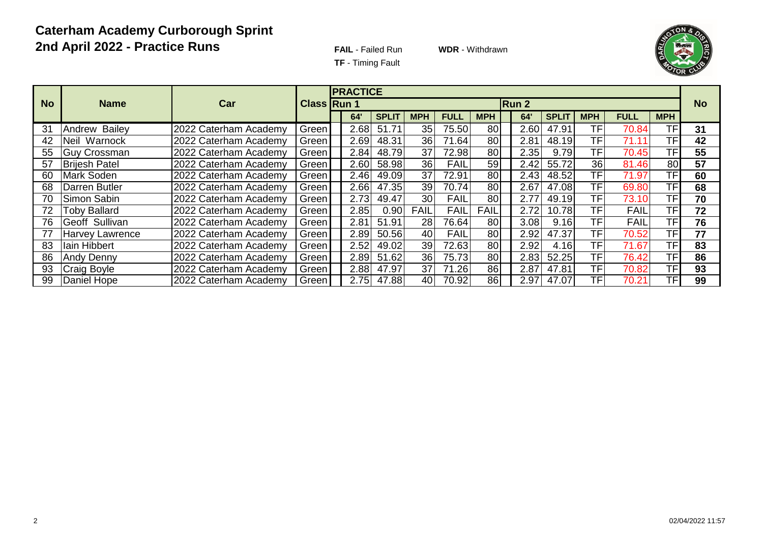# Caterham Academy Curborough Sprint
## 2nd April 2022 - Practice Runs

**FAIL** - Failed Run **WDR** - Withdrawn
**TF** - Timing Fault

| No | Name | Car | Class | PRACTICE Run 1 | | | | | Run 2 | | | | | No |
|---|---|---|---|---|---|---|---|---|---|---|---|---|---|---|
| | | | | 64' | SPLIT | MPH | FULL | MPH | 64' | SPLIT | MPH | FULL | MPH | |
| 31 | Andrew Bailey | 2022 Caterham Academy | Green | 2.68 | 51.71 | 35 | 75.50 | 80 | 2.60 | 47.91 | TF | 70.84 | TF | 31 |
| 42 | Neil Warnock | 2022 Caterham Academy | Green | 2.69 | 48.31 | 36 | 71.64 | 80 | 2.81 | 48.19 | TF | 71.11 | TF | 42 |
| 55 | Guy Crossman | 2022 Caterham Academy | Green | 2.84 | 48.79 | 37 | 72.98 | 80 | 2.35 | 9.79 | TF | 70.45 | TF | 55 |
| 57 | Brijesh Patel | 2022 Caterham Academy | Green | 2.60 | 58.98 | 36 | FAIL | 59 | 2.42 | 55.72 | 36 | 81.46 | 80 | 57 |
| 60 | Mark Soden | 2022 Caterham Academy | Green | 2.46 | 49.09 | 37 | 72.91 | 80 | 2.43 | 48.52 | TF | 71.97 | TF | 60 |
| 68 | Darren Butler | 2022 Caterham Academy | Green | 2.66 | 47.35 | 39 | 70.74 | 80 | 2.67 | 47.08 | TF | 69.80 | TF | 68 |
| 70 | Simon Sabin | 2022 Caterham Academy | Green | 2.73 | 49.47 | 30 | FAIL | 80 | 2.77 | 49.19 | TF | 73.10 | TF | 70 |
| 72 | Toby Ballard | 2022 Caterham Academy | Green | 2.85 | 0.90 | FAIL | FAIL | FAIL | 2.72 | 10.78 | TF | FAIL | TF | 72 |
| 76 | Geoff Sullivan | 2022 Caterham Academy | Green | 2.81 | 51.91 | 28 | 76.64 | 80 | 3.08 | 9.16 | TF | FAIL | TF | 76 |
| 77 | Harvey Lawrence | 2022 Caterham Academy | Green | 2.89 | 50.56 | 40 | FAIL | 80 | 2.92 | 47.37 | TF | 70.52 | TF | 77 |
| 83 | Iain Hibbert | 2022 Caterham Academy | Green | 2.52 | 49.02 | 39 | 72.63 | 80 | 2.92 | 4.16 | TF | 71.67 | TF | 83 |
| 86 | Andy Denny | 2022 Caterham Academy | Green | 2.89 | 51.62 | 36 | 75.73 | 80 | 2.83 | 52.25 | TF | 76.42 | TF | 86 |
| 93 | Craig Boyle | 2022 Caterham Academy | Green | 2.88 | 47.97 | 37 | 71.26 | 86 | 2.87 | 47.81 | TF | 70.82 | TF | 93 |
| 99 | Daniel Hope | 2022 Caterham Academy | Green | 2.75 | 47.88 | 40 | 70.92 | 86 | 2.97 | 47.07 | TF | 70.21 | TF | 99 |

02/04/2022 11:57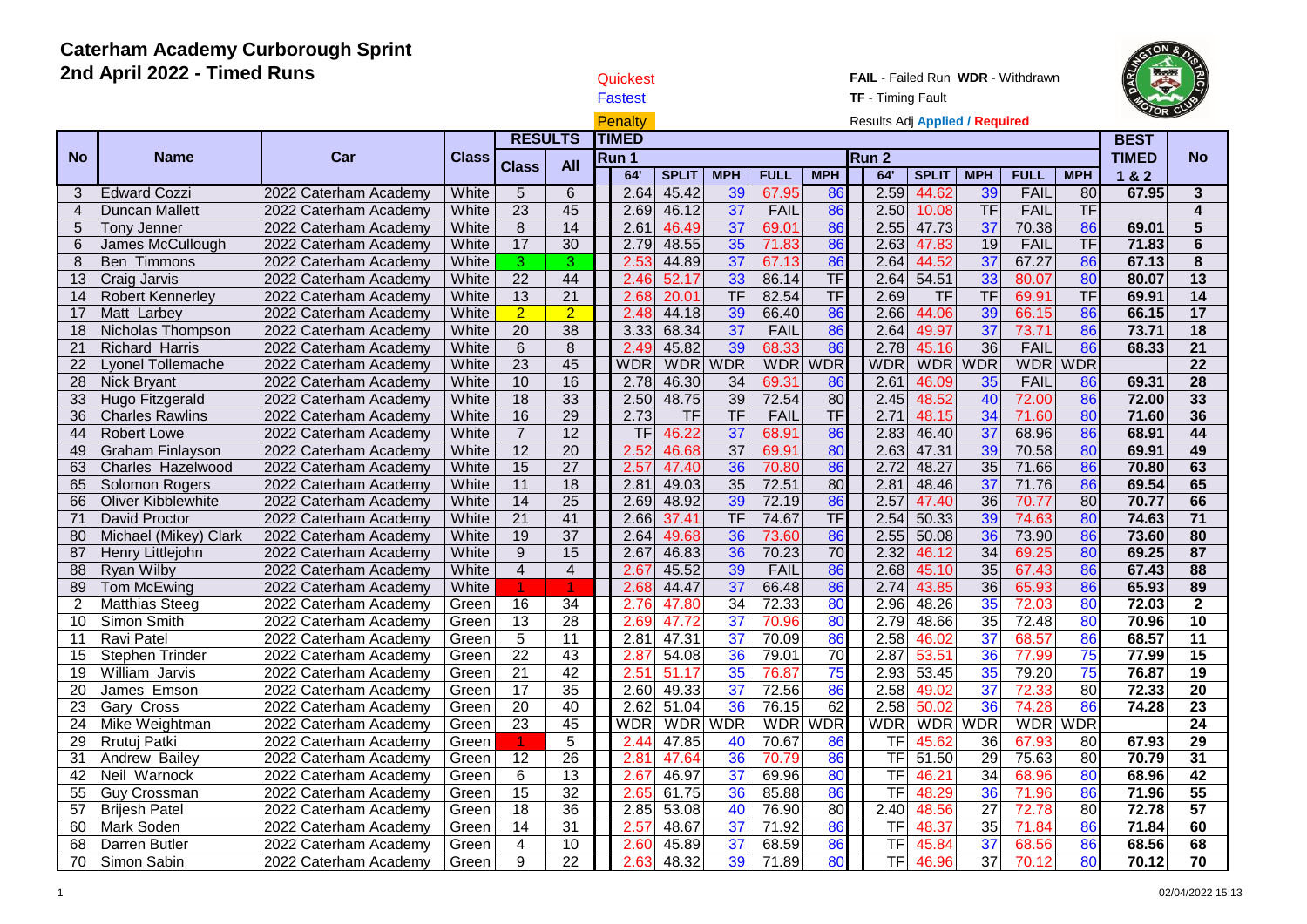# Caterham Academy Curborough Sprint
## 2nd April 2022 - Timed Runs

Quickest
Fastest
Penalty

**FAIL** - Failed Run **WDR** - Withdrawn
**TF** - Timing Fault
Results Adj **Applied / Required**

| No | Name | Car | Class | RESULTS | | TIMED | | | | | | | | | | BEST | No |
|---|---|---|---|---|---|---|---|---|---|---|---|---|---|---|---|---|---|
| | | | | Class | All | Run 1 | | | | | Run 2 | | | | | TIMED | |
| | | | | | | 64' | SPLIT | MPH | FULL | MPH | 64' | SPLIT | MPH | FULL | MPH | 1 & 2 | |
| 3 | Edward Cozzi | 2022 Caterham Academy | White | 5 | 6 | 2.64 | 45.42 | 39 | 67.95 | 86 | 2.59 | 44.62 | 39 | FAIL | 80 | 67.95 | 3 |
| 4 | Duncan Mallett | 2022 Caterham Academy | White | 23 | 45 | 2.69 | 46.12 | 37 | FAIL | 86 | 2.50 | 10.08 | TF | FAIL | TF | | 4 |
| 5 | Tony Jenner | 2022 Caterham Academy | White | 8 | 14 | 2.61 | 46.49 | 37 | 69.01 | 86 | 2.55 | 47.73 | 37 | 70.38 | 86 | 69.01 | 5 |
| 6 | James McCullough | 2022 Caterham Academy | White | 17 | 30 | 2.79 | 48.55 | 35 | 71.83 | 86 | 2.63 | 47.83 | 19 | FAIL | TF | 71.83 | 6 |
| 8 | Ben Timmons | 2022 Caterham Academy | White | 3 | 3 | 2.53 | 44.89 | 37 | 67.13 | 86 | 2.64 | 44.52 | 37 | 67.27 | 86 | 67.13 | 8 |
| 13 | Craig Jarvis | 2022 Caterham Academy | White | 22 | 44 | 2.46 | 52.17 | 33 | 86.14 | TF | 2.64 | 54.51 | 33 | 80.07 | 80 | 80.07 | 13 |
| 14 | Robert Kennerley | 2022 Caterham Academy | White | 13 | 21 | 2.68 | 20.01 | TF | 82.54 | TF | 2.69 | TF | TF | 69.91 | TF | 69.91 | 14 |
| 17 | Matt Larbey | 2022 Caterham Academy | White | 2 | 2 | 2.48 | 44.18 | 39 | 66.40 | 86 | 2.66 | 44.06 | 39 | 66.15 | 86 | 66.15 | 17 |
| 18 | Nicholas Thompson | 2022 Caterham Academy | White | 20 | 38 | 3.33 | 68.34 | 37 | FAIL | 86 | 2.64 | 49.97 | 37 | 73.71 | 86 | 73.71 | 18 |
| 21 | Richard Harris | 2022 Caterham Academy | White | 6 | 8 | 2.49 | 45.82 | 39 | 68.33 | 86 | 2.78 | 45.16 | 36 | FAIL | 86 | 68.33 | 21 |
| 22 | Lyonel Tollemache | 2022 Caterham Academy | White | 23 | 45 | WDR | WDR | WDR | WDR | WDR | WDR | WDR | WDR | WDR | WDR | | 22 |
| 28 | Nick Bryant | 2022 Caterham Academy | White | 10 | 16 | 2.78 | 46.30 | 34 | 69.31 | 86 | 2.61 | 46.09 | 35 | FAIL | 86 | 69.31 | 28 |
| 33 | Hugo Fitzgerald | 2022 Caterham Academy | White | 18 | 33 | 2.50 | 48.75 | 39 | 72.54 | 80 | 2.45 | 48.52 | 40 | 72.00 | 86 | 72.00 | 33 |
| 36 | Charles Rawlins | 2022 Caterham Academy | White | 16 | 29 | 2.73 | TF | TF | FAIL | TF | 2.71 | 48.15 | 34 | 71.60 | 80 | 71.60 | 36 |
| 44 | Robert Lowe | 2022 Caterham Academy | White | 7 | 12 | TF | 46.22 | 37 | 68.91 | 86 | 2.83 | 46.40 | 37 | 68.96 | 86 | 68.91 | 44 |
| 49 | Graham Finlayson | 2022 Caterham Academy | White | 12 | 20 | 2.52 | 46.68 | 37 | 69.91 | 80 | 2.63 | 47.31 | 39 | 70.58 | 80 | 69.91 | 49 |
| 63 | Charles Hazelwood | 2022 Caterham Academy | White | 15 | 27 | 2.57 | 47.40 | 36 | 70.80 | 86 | 2.72 | 48.27 | 35 | 71.66 | 86 | 70.80 | 63 |
| 65 | Solomon Rogers | 2022 Caterham Academy | White | 11 | 18 | 2.81 | 49.03 | 35 | 72.51 | 80 | 2.81 | 48.46 | 37 | 71.76 | 86 | 69.54 | 65 |
| 66 | Oliver Kibblewhite | 2022 Caterham Academy | White | 14 | 25 | 2.69 | 48.92 | 39 | 72.19 | 86 | 2.57 | 47.40 | 36 | 70.77 | 80 | 70.77 | 66 |
| 71 | David Proctor | 2022 Caterham Academy | White | 21 | 41 | 2.66 | 37.41 | TF | 74.67 | TF | 2.54 | 50.33 | 39 | 74.63 | 80 | 74.63 | 71 |
| 80 | Michael (Mikey) Clark | 2022 Caterham Academy | White | 19 | 37 | 2.64 | 49.68 | 36 | 73.60 | 86 | 2.55 | 50.08 | 36 | 73.90 | 86 | 73.60 | 80 |
| 87 | Henry Littlejohn | 2022 Caterham Academy | White | 9 | 15 | 2.67 | 46.83 | 36 | 70.23 | 70 | 2.32 | 46.12 | 34 | 69.25 | 80 | 69.25 | 87 |
| 88 | Ryan Wilby | 2022 Caterham Academy | White | 4 | 4 | 2.67 | 45.52 | 39 | FAIL | 86 | 2.68 | 45.10 | 35 | 67.43 | 86 | 67.43 | 88 |
| 89 | Tom McEwing | 2022 Caterham Academy | White | 1 | 1 | 2.68 | 44.47 | 37 | 66.48 | 86 | 2.74 | 43.85 | 36 | 65.93 | 86 | 65.93 | 89 |
| 2 | Matthias Steeg | 2022 Caterham Academy | Green | 16 | 34 | 2.76 | 47.80 | 34 | 72.33 | 80 | 2.96 | 48.26 | 35 | 72.03 | 80 | 72.03 | 2 |
| 10 | Simon Smith | 2022 Caterham Academy | Green | 13 | 28 | 2.69 | 47.72 | 37 | 70.96 | 80 | 2.79 | 48.66 | 35 | 72.48 | 80 | 70.96 | 10 |
| 11 | Ravi Patel | 2022 Caterham Academy | Green | 5 | 11 | 2.81 | 47.31 | 37 | 70.09 | 86 | 2.58 | 46.02 | 37 | 68.57 | 86 | 68.57 | 11 |
| 15 | Stephen Trinder | 2022 Caterham Academy | Green | 22 | 43 | 2.87 | 54.08 | 36 | 79.01 | 70 | 2.87 | 53.51 | 36 | 77.99 | 75 | 77.99 | 15 |
| 19 | William Jarvis | 2022 Caterham Academy | Green | 21 | 42 | 2.51 | 51.17 | 35 | 76.87 | 75 | 2.93 | 53.45 | 35 | 79.20 | 75 | 76.87 | 19 |
| 20 | James Emson | 2022 Caterham Academy | Green | 17 | 35 | 2.60 | 49.33 | 37 | 72.56 | 86 | 2.58 | 49.02 | 37 | 72.33 | 80 | 72.33 | 20 |
| 23 | Gary Cross | 2022 Caterham Academy | Green | 20 | 40 | 2.62 | 51.04 | 36 | 76.15 | 62 | 2.58 | 50.02 | 36 | 74.28 | 86 | 74.28 | 23 |
| 24 | Mike Weightman | 2022 Caterham Academy | Green | 23 | 45 | WDR | WDR | WDR | WDR | WDR | WDR | WDR | WDR | WDR | WDR | | 24 |
| 29 | Rrutuj Patki | 2022 Caterham Academy | Green | 1 | 5 | 2.44 | 47.85 | 40 | 70.67 | 86 | TF | 45.62 | 36 | 67.93 | 80 | 67.93 | 29 |
| 31 | Andrew Bailey | 2022 Caterham Academy | Green | 12 | 26 | 2.81 | 47.64 | 36 | 70.79 | 86 | TF | 51.50 | 29 | 75.63 | 80 | 70.79 | 31 |
| 42 | Neil Warnock | 2022 Caterham Academy | Green | 6 | 13 | 2.67 | 46.97 | 37 | 69.96 | 80 | TF | 46.21 | 34 | 68.96 | 80 | 68.96 | 42 |
| 55 | Guy Crossman | 2022 Caterham Academy | Green | 15 | 32 | 2.65 | 61.75 | 36 | 85.88 | 86 | TF | 48.29 | 36 | 71.96 | 86 | 71.96 | 55 |
| 57 | Brijesh Patel | 2022 Caterham Academy | Green | 18 | 36 | 2.85 | 53.08 | 40 | 76.90 | 80 | 2.40 | 48.56 | 27 | 72.78 | 80 | 72.78 | 57 |
| 60 | Mark Soden | 2022 Caterham Academy | Green | 14 | 31 | 2.57 | 48.67 | 37 | 71.92 | 86 | TF | 48.37 | 35 | 71.84 | 86 | 71.84 | 60 |
| 68 | Darren Butler | 2022 Caterham Academy | Green | 4 | 10 | 2.60 | 45.89 | 37 | 68.59 | 86 | TF | 45.84 | 37 | 68.56 | 86 | 68.56 | 68 |
| 70 | Simon Sabin | 2022 Caterham Academy | Green | 9 | 22 | 2.63 | 48.32 | 39 | 71.89 | 80 | TF | 46.96 | 37 | 70.12 | 80 | 70.12 | 70 |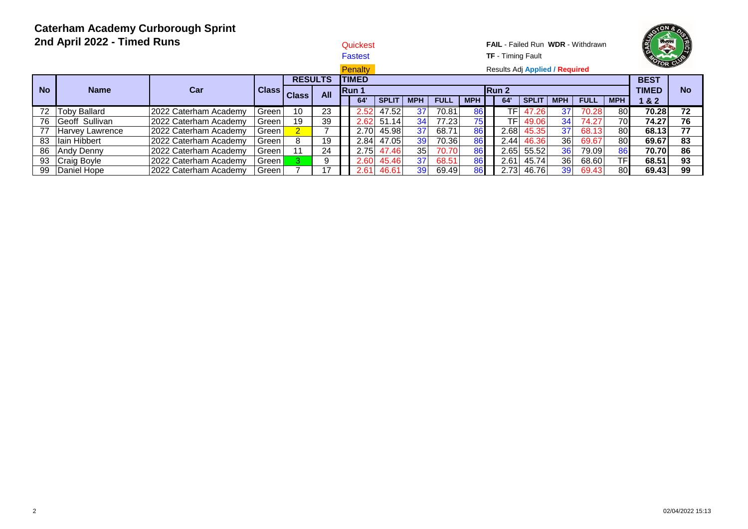# Caterham Academy Curborough Sprint
## 2nd April 2022 - Timed Runs

Quickest
Fastest
Penalty

**FAIL** - Failed Run **WDR** - Withdrawn
**TF** - Timing Fault
Results Adj **Applied** / **Required**

| No | Name | Car | Class | RESULTS | | TIMED | | | | | | | | | | BEST | No |
|---|---|---|---|---|---|---|---|---|---|---|---|---|---|---|---|---|---|
| | | | | | | Run 1 | | | | | Run 2 | | | | | TIMED | |
| | | | | Class | All | 64' | SPLIT | MPH | FULL | MPH | 64' | SPLIT | MPH | FULL | MPH | 1 & 2 | |
| 72 | Toby Ballard | 2022 Caterham Academy | Green | 10 | 23 | 2.52 | 47.52 | 37 | 70.81 | 86 | TF | 47.26 | 37 | 70.28 | 80 | **70.28** | **72** |
| 76 | Geoff Sullivan | 2022 Caterham Academy | Green | 19 | 39 | 2.62 | 51.14 | 34 | 77.23 | 75 | TF | 49.06 | 34 | 74.27 | 70 | **74.27** | **76** |
| 77 | Harvey Lawrence | 2022 Caterham Academy | Green | 2 | 7 | 2.70 | 45.98 | 37 | 68.71 | 86 | 2.68 | 45.35 | 37 | 68.13 | 80 | **68.13** | **77** |
| 83 | Iain Hibbert | 2022 Caterham Academy | Green | 8 | 19 | 2.84 | 47.05 | 39 | 70.36 | 86 | 2.44 | 46.36 | 36 | 69.67 | 80 | **69.67** | **83** |
| 86 | Andy Denny | 2022 Caterham Academy | Green | 11 | 24 | 2.75 | 47.46 | 35 | 70.70 | 86 | 2.65 | 55.52 | 36 | 79.09 | 86 | **70.70** | **86** |
| 93 | Craig Boyle | 2022 Caterham Academy | Green | 3 | 9 | 2.60 | 45.46 | 37 | 68.51 | 86 | 2.61 | 45.74 | 36 | 68.60 | TF | **68.51** | **93** |
| 99 | Daniel Hope | 2022 Caterham Academy | Green | 7 | 17 | 2.61 | 46.61 | 39 | 69.49 | 86 | 2.73 | 46.76 | 39 | 69.43 | 80 | **69.43** | **99** |

02/04/2022 15:13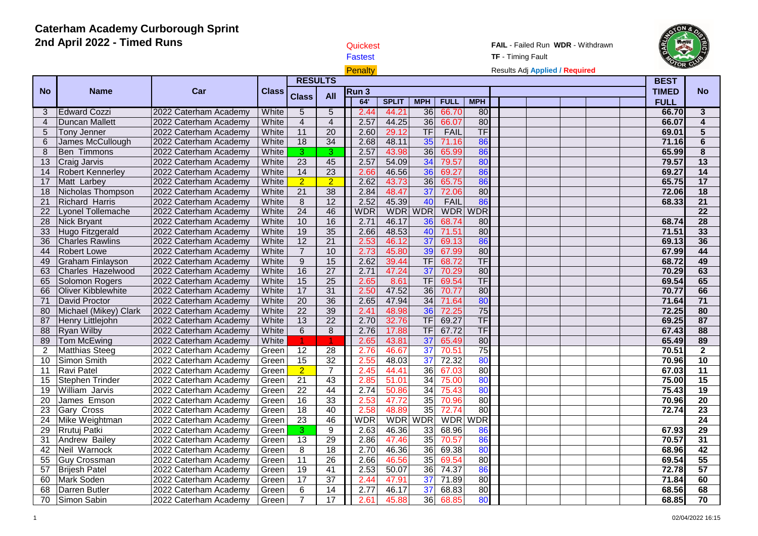# Caterham Academy Curborough Sprint
## 2nd April 2022 - Timed Runs

Quickest
Fastest
Penalty

**FAIL** - Failed Run **WDR** - Withdrawn
**TF** - Timing Fault
Results Adj **Applied** / **Required**

| No | Name | Car | Class | RESULTS | | Run 3 | | | | | | | | | | BEST | No |
|---|---|---|---|---|---|---|---|---|---|---|---|---|---|---|---|---|---|
| | | | | Class | All | 64' | SPLIT | MPH | FULL | MPH | | | | | | TIMED FULL | |
| 3 | Edward Cozzi | 2022 Caterham Academy | White | 5 | 5 | 2.44 | 44.21 | 36 | 66.70 | 80 | | | | | | 66.70 | 3 |
| 4 | Duncan Mallett | 2022 Caterham Academy | White | 4 | 4 | 2.57 | 44.25 | 36 | 66.07 | 80 | | | | | | 66.07 | 4 |
| 5 | Tony Jenner | 2022 Caterham Academy | White | 11 | 20 | 2.60 | 29.12 | TF | FAIL | TF | | | | | | 69.01 | 5 |
| 6 | James McCullough | 2022 Caterham Academy | White | 18 | 34 | 2.68 | 48.11 | 35 | 71.16 | 86 | | | | | | 71.16 | 6 |
| 8 | Ben Timmons | 2022 Caterham Academy | White | 3 | 3 | 2.57 | 43.98 | 36 | 65.99 | 86 | | | | | | 65.99 | 8 |
| 13 | Craig Jarvis | 2022 Caterham Academy | White | 23 | 45 | 2.57 | 54.09 | 34 | 79.57 | 80 | | | | | | 79.57 | 13 |
| 14 | Robert Kennerley | 2022 Caterham Academy | White | 14 | 23 | 2.66 | 46.56 | 36 | 69.27 | 86 | | | | | | 69.27 | 14 |
| 17 | Matt Larbey | 2022 Caterham Academy | White | 2 | 2 | 2.62 | 43.73 | 36 | 65.75 | 86 | | | | | | 65.75 | 17 |
| 18 | Nicholas Thompson | 2022 Caterham Academy | White | 21 | 38 | 2.84 | 48.47 | 37 | 72.06 | 80 | | | | | | 72.06 | 18 |
| 21 | Richard Harris | 2022 Caterham Academy | White | 8 | 12 | 2.52 | 45.39 | 40 | FAIL | 86 | | | | | | 68.33 | 21 |
| 22 | Lyonel Tollemache | 2022 Caterham Academy | White | 24 | 46 | WDR | WDR | WDR | WDR | WDR | | | | | | | 22 |
| 28 | Nick Bryant | 2022 Caterham Academy | White | 10 | 16 | 2.71 | 46.17 | 36 | 68.74 | 80 | | | | | | 68.74 | 28 |
| 33 | Hugo Fitzgerald | 2022 Caterham Academy | White | 19 | 35 | 2.66 | 48.53 | 40 | 71.51 | 80 | | | | | | 71.51 | 33 |
| 36 | Charles Rawlins | 2022 Caterham Academy | White | 12 | 21 | 2.53 | 46.12 | 37 | 69.13 | 86 | | | | | | 69.13 | 36 |
| 44 | Robert Lowe | 2022 Caterham Academy | White | 7 | 10 | 2.73 | 45.80 | 39 | 67.99 | 80 | | | | | | 67.99 | 44 |
| 49 | Graham Finlayson | 2022 Caterham Academy | White | 9 | 15 | 2.62 | 39.44 | TF | 68.72 | TF | | | | | | 68.72 | 49 |
| 63 | Charles Hazelwood | 2022 Caterham Academy | White | 16 | 27 | 2.71 | 47.24 | 37 | 70.29 | 80 | | | | | | 70.29 | 63 |
| 65 | Solomon Rogers | 2022 Caterham Academy | White | 15 | 25 | 2.65 | 8.61 | TF | 69.54 | TF | | | | | | 69.54 | 65 |
| 66 | Oliver Kibblewhite | 2022 Caterham Academy | White | 17 | 31 | 2.50 | 47.52 | 36 | 70.77 | 80 | | | | | | 70.77 | 66 |
| 71 | David Proctor | 2022 Caterham Academy | White | 20 | 36 | 2.65 | 47.94 | 34 | 71.64 | 80 | | | | | | 71.64 | 71 |
| 80 | Michael (Mikey) Clark | 2022 Caterham Academy | White | 22 | 39 | 2.41 | 48.98 | 36 | 72.25 | 75 | | | | | | 72.25 | 80 |
| 87 | Henry Littlejohn | 2022 Caterham Academy | White | 13 | 22 | 2.70 | 32.76 | TF | 69.27 | TF | | | | | | 69.25 | 87 |
| 88 | Ryan Wilby | 2022 Caterham Academy | White | 6 | 8 | 2.76 | 17.88 | TF | 67.72 | TF | | | | | | 67.43 | 88 |
| 89 | Tom McEwing | 2022 Caterham Academy | White | 1 | 1 | 2.65 | 43.81 | 37 | 65.49 | 80 | | | | | | 65.49 | 89 |
| 2 | Matthias Steeg | 2022 Caterham Academy | Green | 12 | 28 | 2.76 | 46.67 | 37 | 70.51 | 75 | | | | | | 70.51 | 2 |
| 10 | Simon Smith | 2022 Caterham Academy | Green | 15 | 32 | 2.55 | 48.03 | 37 | 72.32 | 80 | | | | | | 70.96 | 10 |
| 11 | Ravi Patel | 2022 Caterham Academy | Green | 2 | 7 | 2.45 | 44.41 | 36 | 67.03 | 80 | | | | | | 67.03 | 11 |
| 15 | Stephen Trinder | 2022 Caterham Academy | Green | 21 | 43 | 2.85 | 51.01 | 34 | 75.00 | 80 | | | | | | 75.00 | 15 |
| 19 | William Jarvis | 2022 Caterham Academy | Green | 22 | 44 | 2.74 | 50.86 | 34 | 75.43 | 80 | | | | | | 75.43 | 19 |
| 20 | James Emson | 2022 Caterham Academy | Green | 16 | 33 | 2.53 | 47.72 | 35 | 70.96 | 80 | | | | | | 70.96 | 20 |
| 23 | Gary Cross | 2022 Caterham Academy | Green | 18 | 40 | 2.58 | 48.89 | 35 | 72.74 | 80 | | | | | | 72.74 | 23 |
| 24 | Mike Weightman | 2022 Caterham Academy | Green | 23 | 46 | WDR | WDR | WDR | WDR | WDR | | | | | | | 24 |
| 29 | Rrutuj Patki | 2022 Caterham Academy | Green | 3 | 9 | 2.63 | 46.36 | 33 | 68.96 | 86 | | | | | | 67.93 | 29 |
| 31 | Andrew Bailey | 2022 Caterham Academy | Green | 13 | 29 | 2.86 | 47.46 | 35 | 70.57 | 86 | | | | | | 70.57 | 31 |
| 42 | Neil Warnock | 2022 Caterham Academy | Green | 8 | 18 | 2.70 | 46.36 | 36 | 69.38 | 80 | | | | | | 68.96 | 42 |
| 55 | Guy Crossman | 2022 Caterham Academy | Green | 11 | 26 | 2.66 | 46.56 | 35 | 69.54 | 80 | | | | | | 69.54 | 55 |
| 57 | Brijesh Patel | 2022 Caterham Academy | Green | 19 | 41 | 2.53 | 50.07 | 36 | 74.37 | 86 | | | | | | 72.78 | 57 |
| 60 | Mark Soden | 2022 Caterham Academy | Green | 17 | 37 | 2.44 | 47.91 | 37 | 71.89 | 80 | | | | | | 71.84 | 60 |
| 68 | Darren Butler | 2022 Caterham Academy | Green | 6 | 14 | 2.77 | 46.17 | 37 | 68.83 | 80 | | | | | | 68.56 | 68 |
| 70 | Simon Sabin | 2022 Caterham Academy | Green | 7 | 17 | 2.61 | 45.88 | 36 | 68.85 | 80 | | | | | | 68.85 | 70 |

02/04/2022 16:15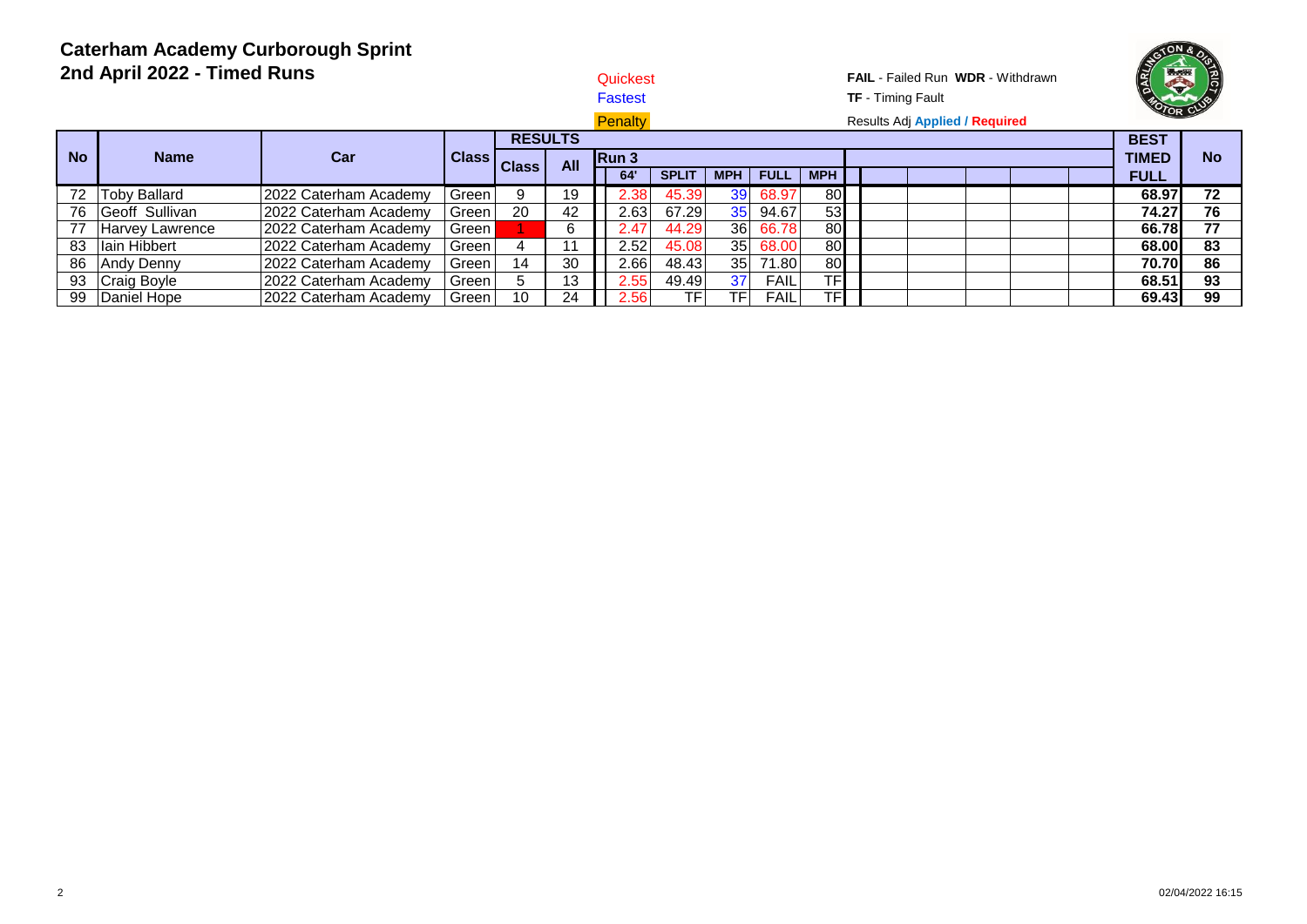# Caterham Academy Curborough Sprint
## 2nd April 2022 - Timed Runs

Quickest
Fastest
Penalty

**FAIL** - Failed Run **WDR** - Withdrawn
**TF** - Timing Fault
Results Adj **Applied** / **Required**

| No | Name | Car | Class | RESULTS | | Run 3 | | | | | | | | | | | BEST TIMED FULL | No |
|---|---|---|---|---|---|---|---|---|---|---|---|---|---|---|---|---|---|---|
| | | | | Class | All | 64' | SPLIT | MPH | FULL | MPH | | | | | | | | |
| 72 | Toby Ballard | 2022 Caterham Academy | Green | 9 | 19 | 2.38 | 45.39 | 39 | 68.97 | 80 | | | | | | | 68.97 | 72 |
| 76 | Geoff Sullivan | 2022 Caterham Academy | Green | 20 | 42 | 2.63 | 67.29 | 35 | 94.67 | 53 | | | | | | | 74.27 | 76 |
| 77 | Harvey Lawrence | 2022 Caterham Academy | Green | 1 | 6 | 2.47 | 44.29 | 36 | 66.78 | 80 | | | | | | | 66.78 | 77 |
| 83 | Iain Hibbert | 2022 Caterham Academy | Green | 4 | 11 | 2.52 | 45.08 | 35 | 68.00 | 80 | | | | | | | 68.00 | 83 |
| 86 | Andy Denny | 2022 Caterham Academy | Green | 14 | 30 | 2.66 | 48.43 | 35 | 71.80 | 80 | | | | | | | 70.70 | 86 |
| 93 | Craig Boyle | 2022 Caterham Academy | Green | 5 | 13 | 2.55 | 49.49 | 37 | FAIL | TF | | | | | | | 68.51 | 93 |
| 99 | Daniel Hope | 2022 Caterham Academy | Green | 10 | 24 | 2.56 | TF | TF | FAIL | TF | | | | | | | 69.43 | 99 |

02/04/2022 16:15